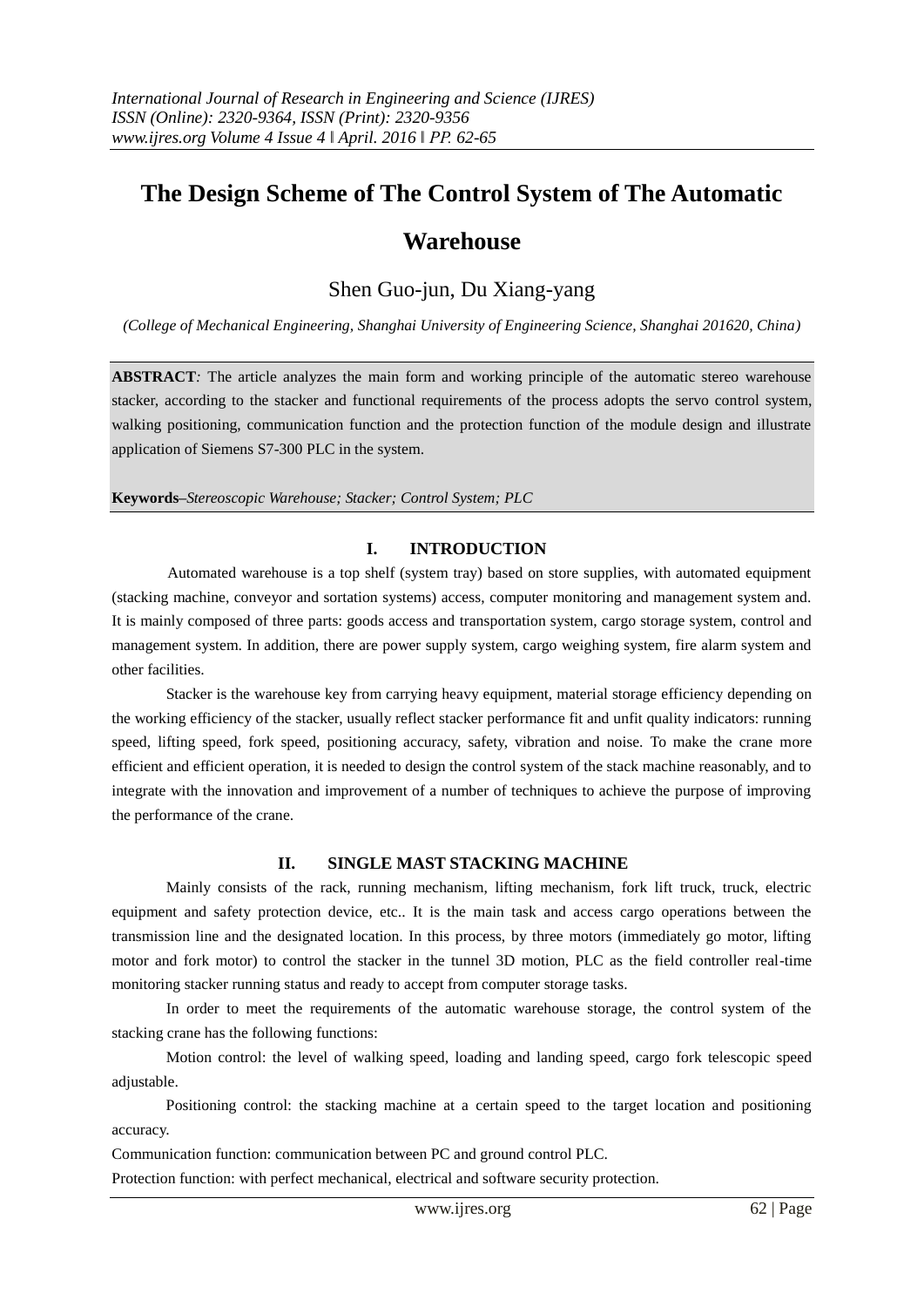# The Design Scheme of The Control System of The Automatic Warehouse

Shen Guo-jun, Du Xiang-yang

*(College of Mechanical Engineering, Shanghai University of Engineering Science, Shanghai 201620, China)*

**ABSTRACT**: The article analyzes the main form and working principle of the automatic stereo warehouse stacker, according to the stacker and functional requirements of the process adopts the servo control system, walking positioning, communication function and the protection function of the module design and illustrate application of Siemens S7-300 PLC in the system.

**Keywords**–*Stereoscopic Warehouse; Stacker; Control System; PLC*

## I. INTRODUCTION

Automated warehouse is a top shelf (system tray) based on store supplies, with automated equipment (stacking machine, conveyor and sortation systems) access, computer monitoring and management system and. It is mainly composed of three parts: goods access and transportation system, cargo storage system, control and management system. In addition, there are power supply system, cargo weighing system, fire alarm system and other facilities.

Stacker is the warehouse key from carrying heavy equipment, material storage efficiency depending on the working efficiency of the stacker, usually reflect stacker performance fit and unfit quality indicators: running speed, lifting speed, fork speed, positioning accuracy, safety, vibration and noise. To make the crane more efficient and efficient operation, it is needed to design the control system of the stack machine reasonably, and to integrate with the innovation and improvement of a number of techniques to achieve the purpose of improving the performance of the crane.

## II. SINGLE MAST STACKING MACHINE

Mainly consists of the rack, running mechanism, lifting mechanism, fork lift truck, truck, electric equipment and safety protection device, etc.. It is the main task and access cargo operations between the transmission line and the designated location. In this process, by three motors (immediately go motor, lifting motor and fork motor) to control the stacker in the tunnel 3D motion, PLC as the field controller real-time monitoring stacker running status and ready to accept from computer storage tasks.

In order to meet the requirements of the automatic warehouse storage, the control system of the stacking crane has the following functions:

Motion control: the level of walking speed, loading and landing speed, cargo fork telescopic speed adjustable.

Positioning control: the stacking machine at a certain speed to the target location and positioning accuracy.

Communication function: communication between PC and ground control PLC.

Protection function: with perfect mechanical, electrical and software security protection.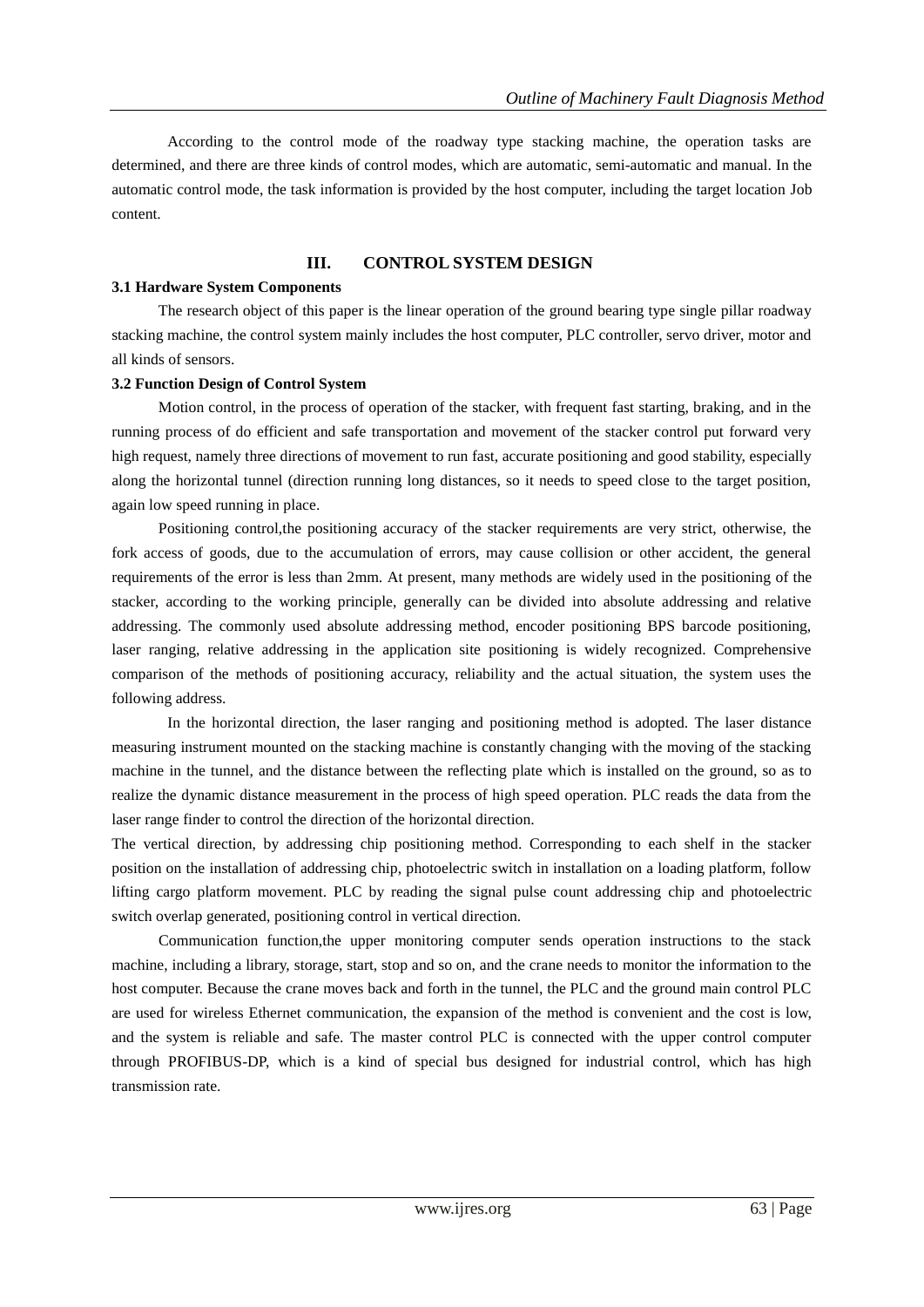According to the control mode of the roadway type stacking machine, the operation tasks are determined, and there are three kinds of control modes, which are automatic, semi-automatic and manual. In the automatic control mode, the task information is provided by the host computer, including the target location Job content.

## III. CONTROL SYSTEM DESIGN

### 3.1 Hardware System Components

The research object of this paper is the linear operation of the ground bearing type single pillar roadway stacking machine, the control system mainly includes the host computer, PLC controller, servo driver, motor and all kinds of sensors.

### 3.2 Function Design of Control System

Motion control, in the process of operation of the stacker, with frequent fast starting, braking, and in the running process of do efficient and safe transportation and movement of the stacker control put forward very high request, namely three directions of movement to run fast, accurate positioning and good stability, especially along the horizontal tunnel (direction running long distances, so it needs to speed close to the target position, again low speed running in place.

Positioning control,the positioning accuracy of the stacker requirements are very strict, otherwise, the fork access of goods, due to the accumulation of errors, may cause collision or other accident, the general requirements of the error is less than 2mm. At present, many methods are widely used in the positioning of the stacker, according to the working principle, generally can be divided into absolute addressing and relative addressing. The commonly used absolute addressing method, encoder positioning BPS barcode positioning, laser ranging, relative addressing in the application site positioning is widely recognized. Comprehensive comparison of the methods of positioning accuracy, reliability and the actual situation, the system uses the following address.

In the horizontal direction, the laser ranging and positioning method is adopted. The laser distance measuring instrument mounted on the stacking machine is constantly changing with the moving of the stacking machine in the tunnel, and the distance between the reflecting plate which is installed on the ground, so as to realize the dynamic distance measurement in the process of high speed operation. PLC reads the data from the laser range finder to control the direction of the horizontal direction.

The vertical direction, by addressing chip positioning method. Corresponding to each shelf in the stacker position on the installation of addressing chip, photoelectric switch in installation on a loading platform, follow lifting cargo platform movement. PLC by reading the signal pulse count addressing chip and photoelectric switch overlap generated, positioning control in vertical direction.

Communication function,the upper monitoring computer sends operation instructions to the stack machine, including a library, storage, start, stop and so on, and the crane needs to monitor the information to the host computer. Because the crane moves back and forth in the tunnel, the PLC and the ground main control PLC are used for wireless Ethernet communication, the expansion of the method is convenient and the cost is low, and the system is reliable and safe. The master control PLC is connected with the upper control computer through PROFIBUS-DP, which is a kind of special bus designed for industrial control, which has high transmission rate.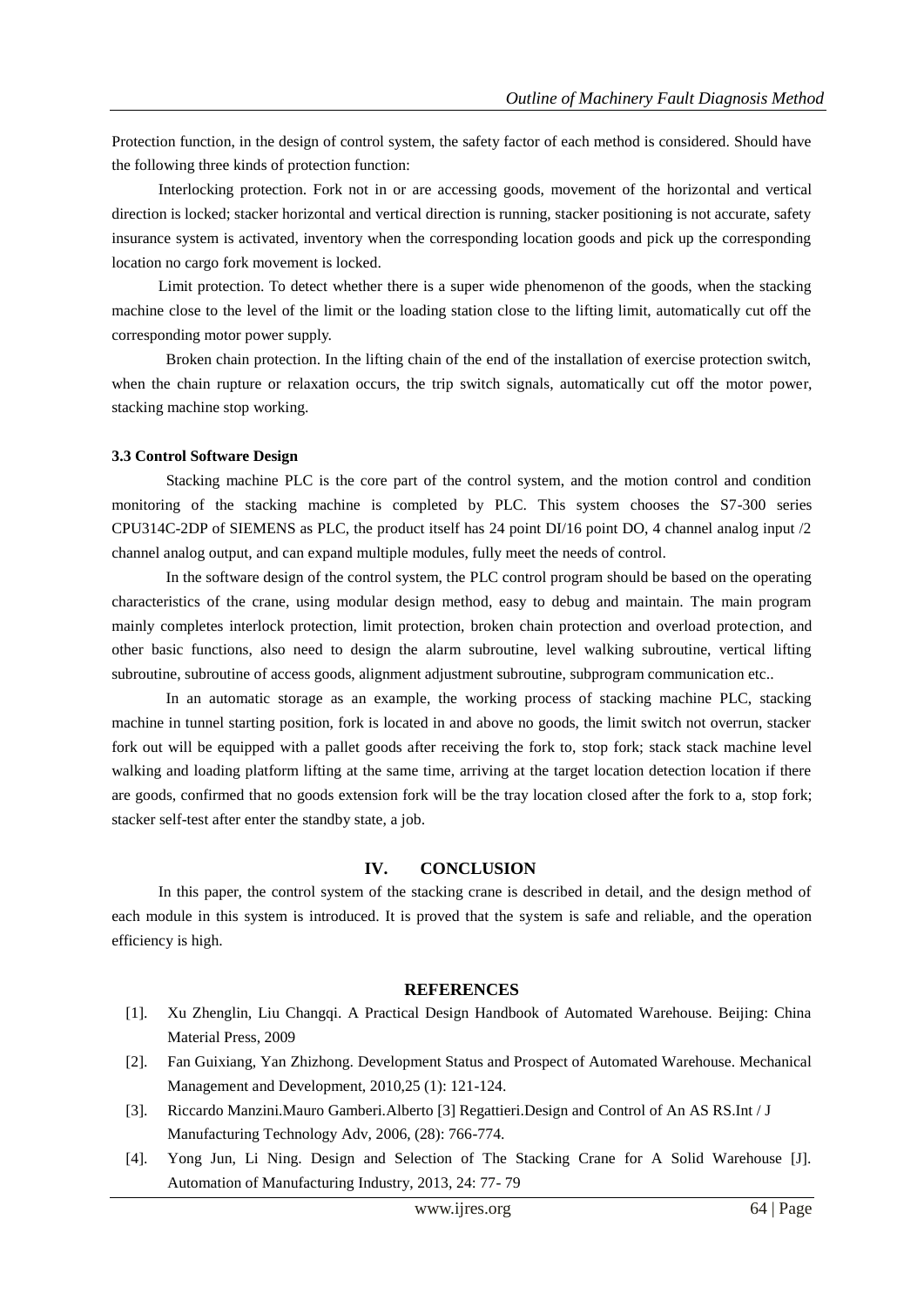Protection function, in the design of control system, the safety factor of each method is considered. Should have the following three kinds of protection function:

Interlocking protection. Fork not in or are accessing goods, movement of the horizontal and vertical direction is locked; stacker horizontal and vertical direction is running, stacker positioning is not accurate, safety insurance system is activated, inventory when the corresponding location goods and pick up the corresponding location no cargo fork movement is locked.

Limit protection. To detect whether there is a super wide phenomenon of the goods, when the stacking machine close to the level of the limit or the loading station close to the lifting limit, automatically cut off the corresponding motor power supply.

Broken chain protection. In the lifting chain of the end of the installation of exercise protection switch, when the chain rupture or relaxation occurs, the trip switch signals, automatically cut off the motor power, stacking machine stop working.

### 3.3 Control Software Design

Stacking machine PLC is the core part of the control system, and the motion control and condition monitoring of the stacking machine is completed by PLC. This system chooses the S7-300 series CPU314C-2DP of SIEMENS as PLC, the product itself has 24 point DI/16 point DO, 4 channel analog input /2 channel analog output, and can expand multiple modules, fully meet the needs of control.

In the software design of the control system, the PLC control program should be based on the operating characteristics of the crane, using modular design method, easy to debug and maintain. The main program mainly completes interlock protection, limit protection, broken chain protection and overload protection, and other basic functions, also need to design the alarm subroutine, level walking subroutine, vertical lifting subroutine, subroutine of access goods, alignment adjustment subroutine, subprogram communication etc..

In an automatic storage as an example, the working process of stacking machine PLC, stacking machine in tunnel starting position, fork is located in and above no goods, the limit switch not overrun, stacker fork out will be equipped with a pallet goods after receiving the fork to, stop fork; stack stack machine level walking and loading platform lifting at the same time, arriving at the target location detection location if there are goods, confirmed that no goods extension fork will be the tray location closed after the fork to a, stop fork; stacker self-test after enter the standby state, a job.

## IV. CONCLUSION

In this paper, the control system of the stacking crane is described in detail, and the design method of each module in this system is introduced. It is proved that the system is safe and reliable, and the operation efficiency is high.

## REFERENCES

[1]. Xu Zhenglin, Liu Changqi. A Practical Design Handbook of Automated Warehouse. Beijing: China Material Press, 2009

[2]. Fan Guixiang, Yan Zhizhong. Development Status and Prospect of Automated Warehouse. Mechanical Management and Development, 2010,25 (1): 121-124.

[3]. Riccardo Manzini.Mauro Gamberi.Alberto [3] Regattieri.Design and Control of An AS RS.Int / J Manufacturing Technology Adv, 2006, (28): 766-774.

[4]. Yong Jun, Li Ning. Design and Selection of The Stacking Crane for A Solid Warehouse [J]. Automation of Manufacturing Industry, 2013, 24: 77- 79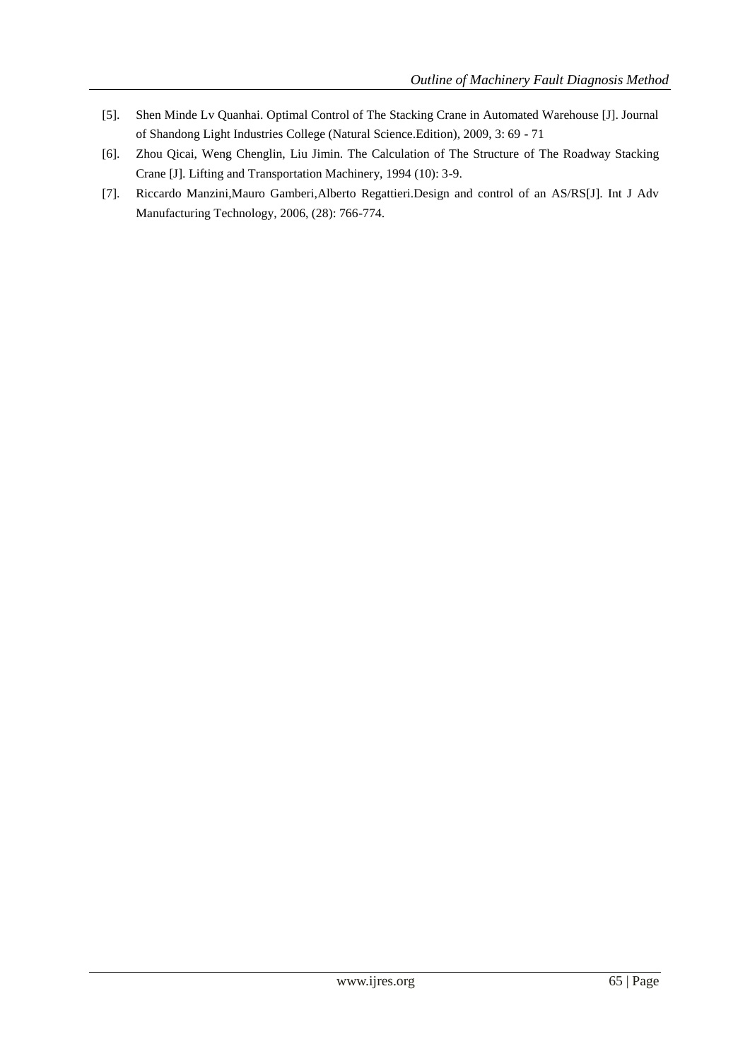[5]. Shen Minde Lv Quanhai. Optimal Control of The Stacking Crane in Automated Warehouse [J]. Journal of Shandong Light Industries College (Natural Science.Edition), 2009, 3: 69 - 71

[6]. Zhou Qicai, Weng Chenglin, Liu Jimin. The Calculation of The Structure of The Roadway Stacking Crane [J]. Lifting and Transportation Machinery, 1994 (10): 3-9.

[7]. Riccardo Manzini,Mauro Gamberi,Alberto Regattieri.Design and control of an AS/RS[J]. Int J Adv Manufacturing Technology, 2006, (28): 766-774.